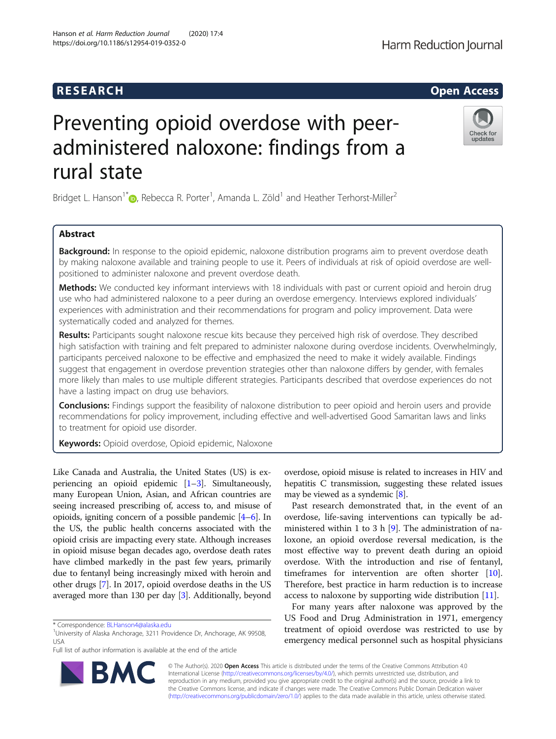RESEARCH

Open Access

# Preventing opioid overdose with peer-administered naloxone: findings from a rural state

Bridget L. Hanson[1*], Rebecca R. Porter[1], Amanda L. Zöld[1] and Heather Terhorst-Miller[2]

## Abstract

**Background:** In response to the opioid epidemic, naloxone distribution programs aim to prevent overdose death by making naloxone available and training people to use it. Peers of individuals at risk of opioid overdose are well-positioned to administer naloxone and prevent overdose death.

**Methods:** We conducted key informant interviews with 18 individuals with past or current opioid and heroin drug use who had administered naloxone to a peer during an overdose emergency. Interviews explored individuals' experiences with administration and their recommendations for program and policy improvement. Data were systematically coded and analyzed for themes.

**Results:** Participants sought naloxone rescue kits because they perceived high risk of overdose. They described high satisfaction with training and felt prepared to administer naloxone during overdose incidents. Overwhelmingly, participants perceived naloxone to be effective and emphasized the need to make it widely available. Findings suggest that engagement in overdose prevention strategies other than naloxone differs by gender, with females more likely than males to use multiple different strategies. Participants described that overdose experiences do not have a lasting impact on drug use behaviors.

**Conclusions:** Findings support the feasibility of naloxone distribution to peer opioid and heroin users and provide recommendations for policy improvement, including effective and well-advertised Good Samaritan laws and links to treatment for opioid use disorder.

**Keywords:** Opioid overdose, Opioid epidemic, Naloxone

Like Canada and Australia, the United States (US) is experiencing an opioid epidemic [1–3]. Simultaneously, many European Union, Asian, and African countries are seeing increased prescribing of, access to, and misuse of opioids, igniting concern of a possible pandemic [4–6]. In the US, the public health concerns associated with the opioid crisis are impacting every state. Although increases in opioid misuse began decades ago, overdose death rates have climbed markedly in the past few years, primarily due to fentanyl being increasingly mixed with heroin and other drugs [7]. In 2017, opioid overdose deaths in the US averaged more than 130 per day [3]. Additionally, beyond overdose, opioid misuse is related to increases in HIV and hepatitis C transmission, suggesting these related issues may be viewed as a syndemic [8].

Past research demonstrated that, in the event of an overdose, life-saving interventions can typically be administered within 1 to 3 h [9]. The administration of naloxone, an opioid overdose reversal medication, is the most effective way to prevent death during an opioid overdose. With the introduction and rise of fentanyl, timeframes for intervention are often shorter [10]. Therefore, best practice in harm reduction is to increase access to naloxone by supporting wide distribution [11].

For many years after naloxone was approved by the US Food and Drug Administration in 1971, emergency treatment of opioid overdose was restricted to use by emergency medical personnel such as hospital physicians

\* Correspondence: BLHanson4@alaska.edu
[1]University of Alaska Anchorage, 3211 Providence Dr, Anchorage, AK 99508, USA
Full list of author information is available at the end of the article

© The Author(s). 2020 **Open Access** This article is distributed under the terms of the Creative Commons Attribution 4.0 International License (http://creativecommons.org/licenses/by/4.0/), which permits unrestricted use, distribution, and reproduction in any medium, provided you give appropriate credit to the original author(s) and the source, provide a link to the Creative Commons license, and indicate if changes were made. The Creative Commons Public Domain Dedication waiver (http://creativecommons.org/publicdomain/zero/1.0/) applies to the data made available in this article, unless otherwise stated.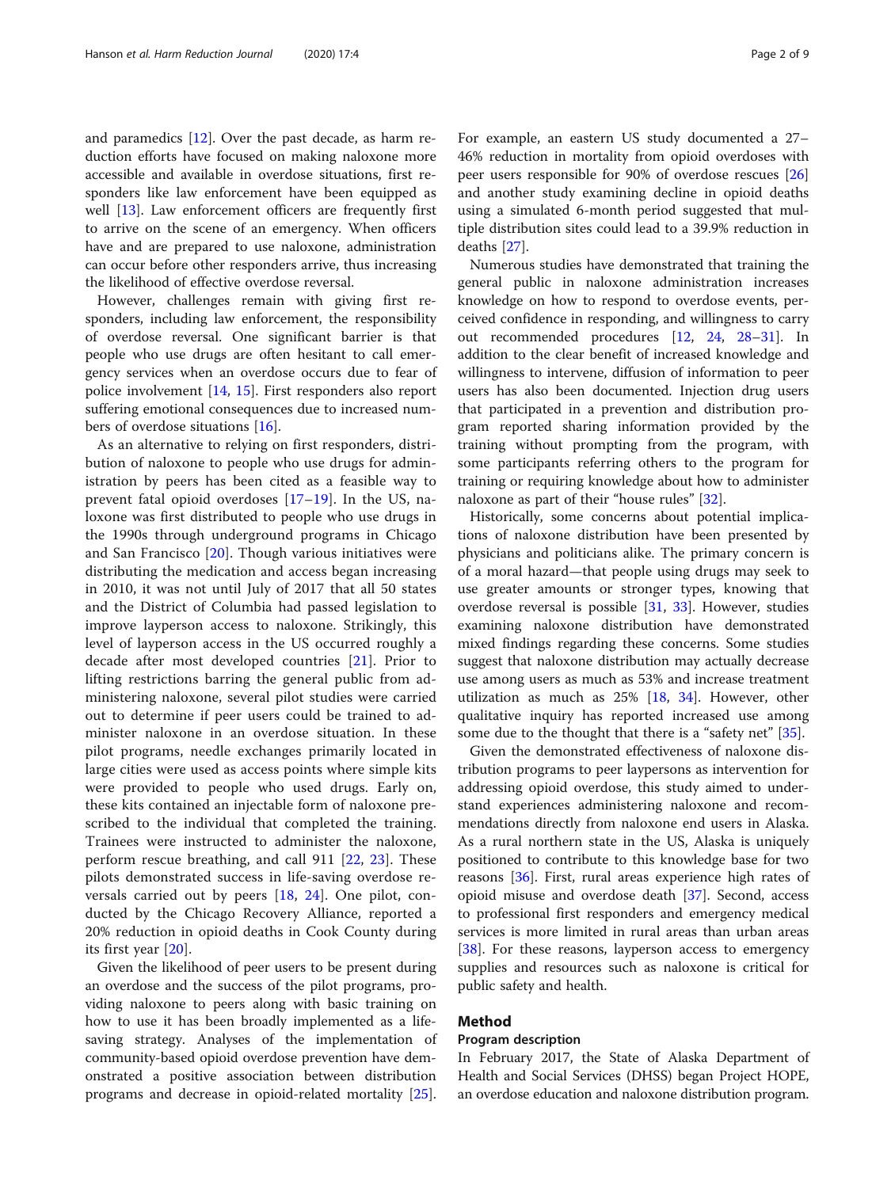and paramedics [12]. Over the past decade, as harm reduction efforts have focused on making naloxone more accessible and available in overdose situations, first responders like law enforcement have been equipped as well [13]. Law enforcement officers are frequently first to arrive on the scene of an emergency. When officers have and are prepared to use naloxone, administration can occur before other responders arrive, thus increasing the likelihood of effective overdose reversal.

However, challenges remain with giving first responders, including law enforcement, the responsibility of overdose reversal. One significant barrier is that people who use drugs are often hesitant to call emergency services when an overdose occurs due to fear of police involvement [14, 15]. First responders also report suffering emotional consequences due to increased numbers of overdose situations [16].

As an alternative to relying on first responders, distribution of naloxone to people who use drugs for administration by peers has been cited as a feasible way to prevent fatal opioid overdoses [17–19]. In the US, naloxone was first distributed to people who use drugs in the 1990s through underground programs in Chicago and San Francisco [20]. Though various initiatives were distributing the medication and access began increasing in 2010, it was not until July of 2017 that all 50 states and the District of Columbia had passed legislation to improve layperson access to naloxone. Strikingly, this level of layperson access in the US occurred roughly a decade after most developed countries [21]. Prior to lifting restrictions barring the general public from administering naloxone, several pilot studies were carried out to determine if peer users could be trained to administer naloxone in an overdose situation. In these pilot programs, needle exchanges primarily located in large cities were used as access points where simple kits were provided to people who used drugs. Early on, these kits contained an injectable form of naloxone prescribed to the individual that completed the training. Trainees were instructed to administer the naloxone, perform rescue breathing, and call 911 [22, 23]. These pilots demonstrated success in life-saving overdose reversals carried out by peers [18, 24]. One pilot, conducted by the Chicago Recovery Alliance, reported a 20% reduction in opioid deaths in Cook County during its first year [20].

Given the likelihood of peer users to be present during an overdose and the success of the pilot programs, providing naloxone to peers along with basic training on how to use it has been broadly implemented as a life-saving strategy. Analyses of the implementation of community-based opioid overdose prevention have demonstrated a positive association between distribution programs and decrease in opioid-related mortality [25]. For example, an eastern US study documented a 27–46% reduction in mortality from opioid overdoses with peer users responsible for 90% of overdose rescues [26] and another study examining decline in opioid deaths using a simulated 6-month period suggested that multiple distribution sites could lead to a 39.9% reduction in deaths [27].

Numerous studies have demonstrated that training the general public in naloxone administration increases knowledge on how to respond to overdose events, perceived confidence in responding, and willingness to carry out recommended procedures [12, 24, 28–31]. In addition to the clear benefit of increased knowledge and willingness to intervene, diffusion of information to peer users has also been documented. Injection drug users that participated in a prevention and distribution program reported sharing information provided by the training without prompting from the program, with some participants referring others to the program for training or requiring knowledge about how to administer naloxone as part of their "house rules" [32].

Historically, some concerns about potential implications of naloxone distribution have been presented by physicians and politicians alike. The primary concern is of a moral hazard—that people using drugs may seek to use greater amounts or stronger types, knowing that overdose reversal is possible [31, 33]. However, studies examining naloxone distribution have demonstrated mixed findings regarding these concerns. Some studies suggest that naloxone distribution may actually decrease use among users as much as 53% and increase treatment utilization as much as 25% [18, 34]. However, other qualitative inquiry has reported increased use among some due to the thought that there is a "safety net" [35].

Given the demonstrated effectiveness of naloxone distribution programs to peer laypersons as intervention for addressing opioid overdose, this study aimed to understand experiences administering naloxone and recommendations directly from naloxone end users in Alaska. As a rural northern state in the US, Alaska is uniquely positioned to contribute to this knowledge base for two reasons [36]. First, rural areas experience high rates of opioid misuse and overdose death [37]. Second, access to professional first responders and emergency medical services is more limited in rural areas than urban areas [38]. For these reasons, layperson access to emergency supplies and resources such as naloxone is critical for public safety and health.

## Method

### Program description

In February 2017, the State of Alaska Department of Health and Social Services (DHSS) began Project HOPE, an overdose education and naloxone distribution program.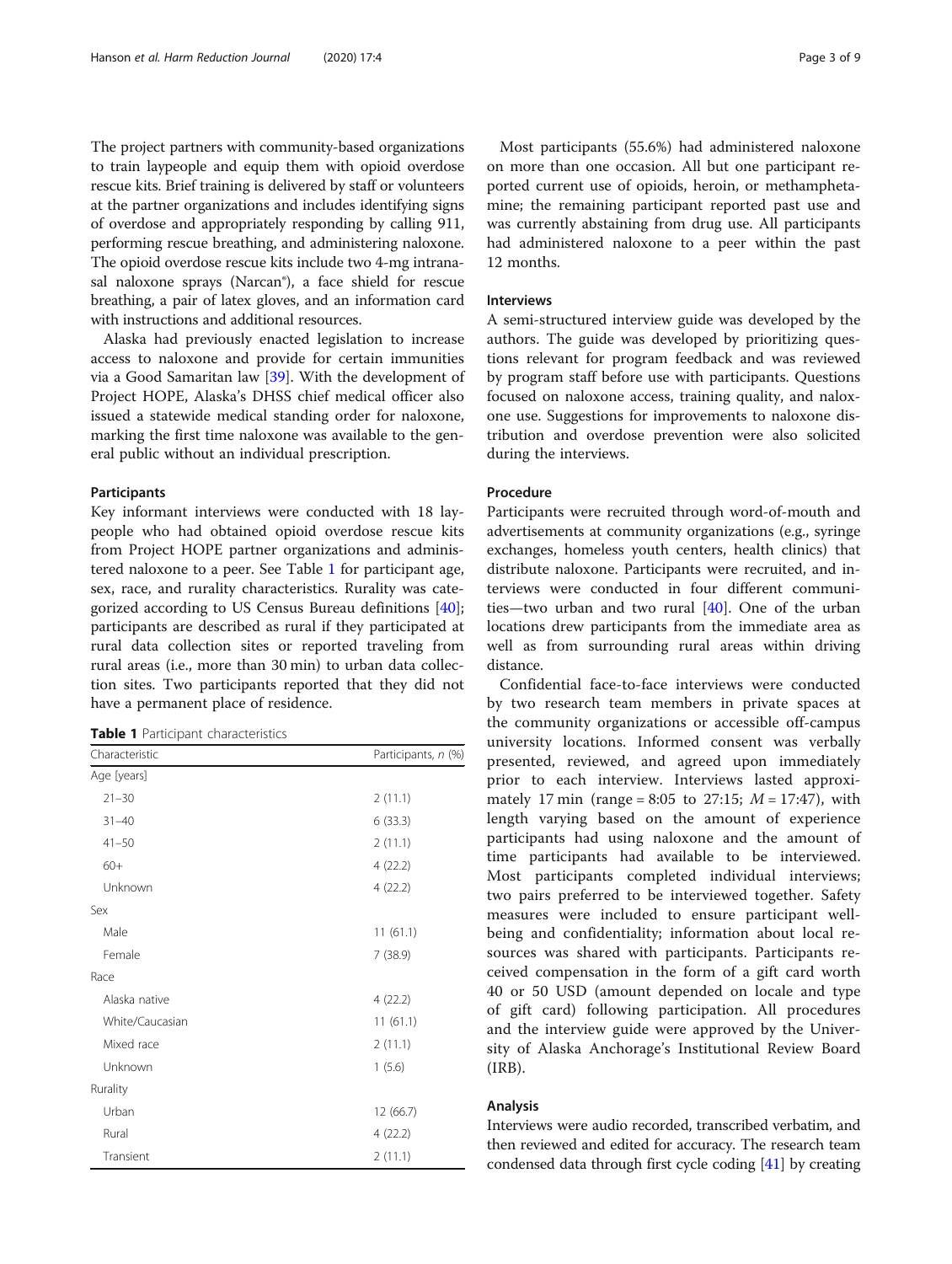The project partners with community-based organizations to train laypeople and equip them with opioid overdose rescue kits. Brief training is delivered by staff or volunteers at the partner organizations and includes identifying signs of overdose and appropriately responding by calling 911, performing rescue breathing, and administering naloxone. The opioid overdose rescue kits include two 4-mg intranasal naloxone sprays (Narcan®), a face shield for rescue breathing, a pair of latex gloves, and an information card with instructions and additional resources.

Alaska had previously enacted legislation to increase access to naloxone and provide for certain immunities via a Good Samaritan law [39]. With the development of Project HOPE, Alaska's DHSS chief medical officer also issued a statewide medical standing order for naloxone, marking the first time naloxone was available to the general public without an individual prescription.

### Participants

Key informant interviews were conducted with 18 laypeople who had obtained opioid overdose rescue kits from Project HOPE partner organizations and administered naloxone to a peer. See Table 1 for participant age, sex, race, and rurality characteristics. Rurality was categorized according to US Census Bureau definitions [40]; participants are described as rural if they participated at rural data collection sites or reported traveling from rural areas (i.e., more than 30 min) to urban data collection sites. Two participants reported that they did not have a permanent place of residence.

**Table 1** Participant characteristics

| Characteristic | Participants, *n* (%) |
|---|---|
| Age [years] | |
| 21–30 | 2 (11.1) |
| 31–40 | 6 (33.3) |
| 41–50 | 2 (11.1) |
| 60+ | 4 (22.2) |
| Unknown | 4 (22.2) |
| Sex | |
| Male | 11 (61.1) |
| Female | 7 (38.9) |
| Race | |
| Alaska native | 4 (22.2) |
| White/Caucasian | 11 (61.1) |
| Mixed race | 2 (11.1) |
| Unknown | 1 (5.6) |
| Rurality | |
| Urban | 12 (66.7) |
| Rural | 4 (22.2) |
| Transient | 2 (11.1) |

Most participants (55.6%) had administered naloxone on more than one occasion. All but one participant reported current use of opioids, heroin, or methamphetamine; the remaining participant reported past use and was currently abstaining from drug use. All participants had administered naloxone to a peer within the past 12 months.

### Interviews

A semi-structured interview guide was developed by the authors. The guide was developed by prioritizing questions relevant for program feedback and was reviewed by program staff before use with participants. Questions focused on naloxone access, training quality, and naloxone use. Suggestions for improvements to naloxone distribution and overdose prevention were also solicited during the interviews.

### Procedure

Participants were recruited through word-of-mouth and advertisements at community organizations (e.g., syringe exchanges, homeless youth centers, health clinics) that distribute naloxone. Participants were recruited, and interviews were conducted in four different communities—two urban and two rural [40]. One of the urban locations drew participants from the immediate area as well as from surrounding rural areas within driving distance.

Confidential face-to-face interviews were conducted by two research team members in private spaces at the community organizations or accessible off-campus university locations. Informed consent was verbally presented, reviewed, and agreed upon immediately prior to each interview. Interviews lasted approximately 17 min (range = 8:05 to 27:15; $M$ = 17:47), with length varying based on the amount of experience participants had using naloxone and the amount of time participants had available to be interviewed. Most participants completed individual interviews; two pairs preferred to be interviewed together. Safety measures were included to ensure participant well-being and confidentiality; information about local resources was shared with participants. Participants received compensation in the form of a gift card worth 40 or 50 USD (amount depended on locale and type of gift card) following participation. All procedures and the interview guide were approved by the University of Alaska Anchorage's Institutional Review Board (IRB).

### Analysis

Interviews were audio recorded, transcribed verbatim, and then reviewed and edited for accuracy. The research team condensed data through first cycle coding [41] by creating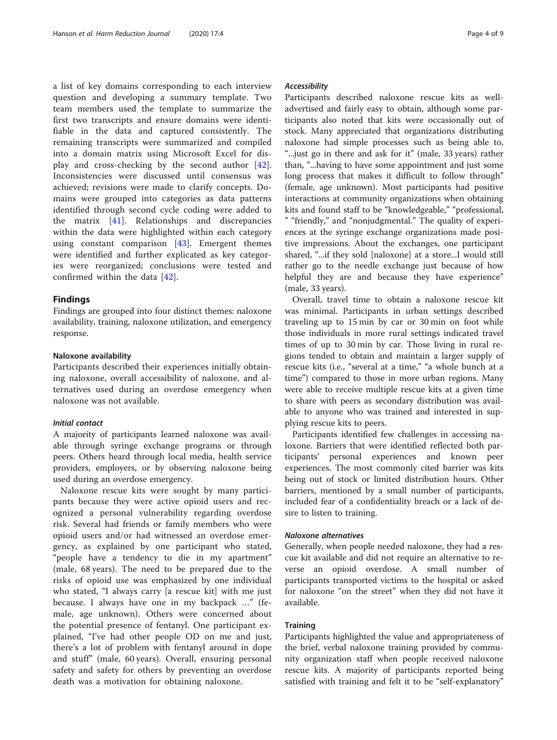a list of key domains corresponding to each interview question and developing a summary template. Two team members used the template to summarize the first two transcripts and ensure domains were identifiable in the data and captured consistently. The remaining transcripts were summarized and compiled into a domain matrix using Microsoft Excel for display and cross-checking by the second author [42]. Inconsistencies were discussed until consensus was achieved; revisions were made to clarify concepts. Domains were grouped into categories as data patterns identified through second cycle coding were added to the matrix [41]. Relationships and discrepancies within the data were highlighted within each category using constant comparison [43]. Emergent themes were identified and further explicated as key categories were reorganized; conclusions were tested and confirmed within the data [42].

## Findings

Findings are grouped into four distinct themes: naloxone availability, training, naloxone utilization, and emergency response.

### Naloxone availability

Participants described their experiences initially obtaining naloxone, overall accessibility of naloxone, and alternatives used during an overdose emergency when naloxone was not available.

#### *Initial contact*

A majority of participants learned naloxone was available through syringe exchange programs or through peers. Others heard through local media, health service providers, employers, or by observing naloxone being used during an overdose emergency.

Naloxone rescue kits were sought by many participants because they were active opioid users and recognized a personal vulnerability regarding overdose risk. Several had friends or family members who were opioid users and/or had witnessed an overdose emergency, as explained by one participant who stated, "people have a tendency to die in my apartment" (male, 68 years). The need to be prepared due to the risks of opioid use was emphasized by one individual who stated, "I always carry [a rescue kit] with me just because. I always have one in my backpack …" (female, age unknown). Others were concerned about the potential presence of fentanyl. One participant explained, "I've had other people OD on me and just, there's a lot of problem with fentanyl around in dope and stuff" (male, 60 years). Overall, ensuring personal safety and safety for others by preventing an overdose death was a motivation for obtaining naloxone.

#### *Accessibility*

Participants described naloxone rescue kits as well-advertised and fairly easy to obtain, although some participants also noted that kits were occasionally out of stock. Many appreciated that organizations distributing naloxone had simple processes such as being able to, "...just go in there and ask for it" (male, 33 years) rather than, "...having to have some appointment and just some long process that makes it difficult to follow through" (female, age unknown). Most participants had positive interactions at community organizations when obtaining kits and found staff to be "knowledgeable," "professional," "friendly," and "nonjudgmental." The quality of experiences at the syringe exchange organizations made positive impressions. About the exchanges, one participant shared, "...if they sold [naloxone] at a store...I would still rather go to the needle exchange just because of how helpful they are and because they have experience" (male, 33 years).

Overall, travel time to obtain a naloxone rescue kit was minimal. Participants in urban settings described traveling up to 15 min by car or 30 min on foot while those individuals in more rural settings indicated travel times of up to 30 min by car. Those living in rural regions tended to obtain and maintain a larger supply of rescue kits (i.e., "several at a time," "a whole bunch at a time") compared to those in more urban regions. Many were able to receive multiple rescue kits at a given time to share with peers as secondary distribution was available to anyone who was trained and interested in supplying rescue kits to peers.

Participants identified few challenges in accessing naloxone. Barriers that were identified reflected both participants' personal experiences and known peer experiences. The most commonly cited barrier was kits being out of stock or limited distribution hours. Other barriers, mentioned by a small number of participants, included fear of a confidentiality breach or a lack of desire to listen to training.

#### *Naloxone alternatives*

Generally, when people needed naloxone, they had a rescue kit available and did not require an alternative to reverse an opioid overdose. A small number of participants transported victims to the hospital or asked for naloxone "on the street" when they did not have it available.

### Training

Participants highlighted the value and appropriateness of the brief, verbal naloxone training provided by community organization staff when people received naloxone rescue kits. A majority of participants reported being satisfied with training and felt it to be "self-explanatory"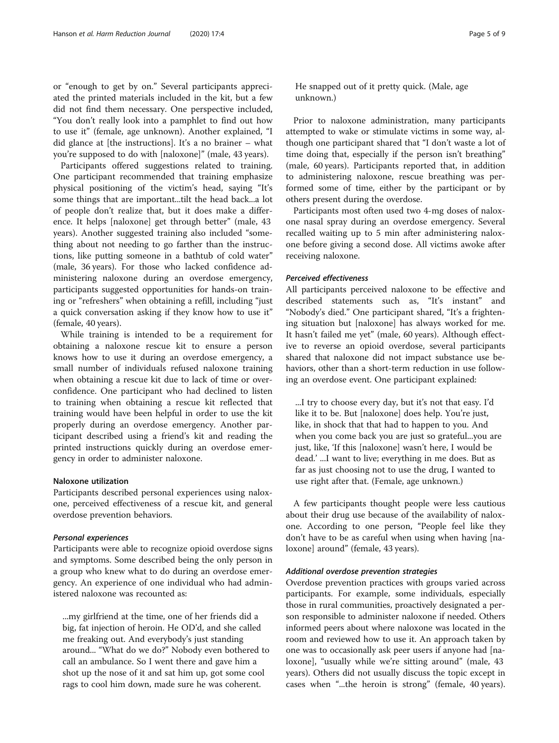or "enough to get by on." Several participants appreciated the printed materials included in the kit, but a few did not find them necessary. One perspective included, "You don't really look into a pamphlet to find out how to use it" (female, age unknown). Another explained, "I did glance at [the instructions]. It's a no brainer – what you're supposed to do with [naloxone]" (male, 43 years).

Participants offered suggestions related to training. One participant recommended that training emphasize physical positioning of the victim's head, saying "It's some things that are important...tilt the head back...a lot of people don't realize that, but it does make a difference. It helps [naloxone] get through better" (male, 43 years). Another suggested training also included "something about not needing to go farther than the instructions, like putting someone in a bathtub of cold water" (male, 36 years). For those who lacked confidence administering naloxone during an overdose emergency, participants suggested opportunities for hands-on training or "refreshers" when obtaining a refill, including "just a quick conversation asking if they know how to use it" (female, 40 years).

While training is intended to be a requirement for obtaining a naloxone rescue kit to ensure a person knows how to use it during an overdose emergency, a small number of individuals refused naloxone training when obtaining a rescue kit due to lack of time or overconfidence. One participant who had declined to listen to training when obtaining a rescue kit reflected that training would have been helpful in order to use the kit properly during an overdose emergency. Another participant described using a friend's kit and reading the printed instructions quickly during an overdose emergency in order to administer naloxone.

### Naloxone utilization

Participants described personal experiences using naloxone, perceived effectiveness of a rescue kit, and general overdose prevention behaviors.

#### *Personal experiences*

Participants were able to recognize opioid overdose signs and symptoms. Some described being the only person in a group who knew what to do during an overdose emergency. An experience of one individual who had administered naloxone was recounted as:

> ...my girlfriend at the time, one of her friends did a big, fat injection of heroin. He OD'd, and she called me freaking out. And everybody's just standing around... "What do we do?" Nobody even bothered to call an ambulance. So I went there and gave him a shot up the nose of it and sat him up, got some cool rags to cool him down, made sure he was coherent. He snapped out of it pretty quick. (Male, age unknown.)

Prior to naloxone administration, many participants attempted to wake or stimulate victims in some way, although one participant shared that "I don't waste a lot of time doing that, especially if the person isn't breathing" (male, 60 years). Participants reported that, in addition to administering naloxone, rescue breathing was performed some of time, either by the participant or by others present during the overdose.

Participants most often used two 4-mg doses of naloxone nasal spray during an overdose emergency. Several recalled waiting up to 5 min after administering naloxone before giving a second dose. All victims awoke after receiving naloxone.

#### *Perceived effectiveness*

All participants perceived naloxone to be effective and described statements such as, "It's instant" and "Nobody's died." One participant shared, "It's a frightening situation but [naloxone] has always worked for me. It hasn't failed me yet" (male, 60 years). Although effective to reverse an opioid overdose, several participants shared that naloxone did not impact substance use behaviors, other than a short-term reduction in use following an overdose event. One participant explained:

> ...I try to choose every day, but it's not that easy. I'd like it to be. But [naloxone] does help. You're just, like, in shock that that had to happen to you. And when you come back you are just so grateful...you are just, like, 'If this [naloxone] wasn't here, I would be dead.' ...I want to live; everything in me does. But as far as just choosing not to use the drug, I wanted to use right after that. (Female, age unknown.)

A few participants thought people were less cautious about their drug use because of the availability of naloxone. According to one person, "People feel like they don't have to be as careful when using when having [naloxone] around" (female, 43 years).

#### *Additional overdose prevention strategies*

Overdose prevention practices with groups varied across participants. For example, some individuals, especially those in rural communities, proactively designated a person responsible to administer naloxone if needed. Others informed peers about where naloxone was located in the room and reviewed how to use it. An approach taken by one was to occasionally ask peer users if anyone had [naloxone], "usually while we're sitting around" (male, 43 years). Others did not usually discuss the topic except in cases when "...the heroin is strong" (female, 40 years).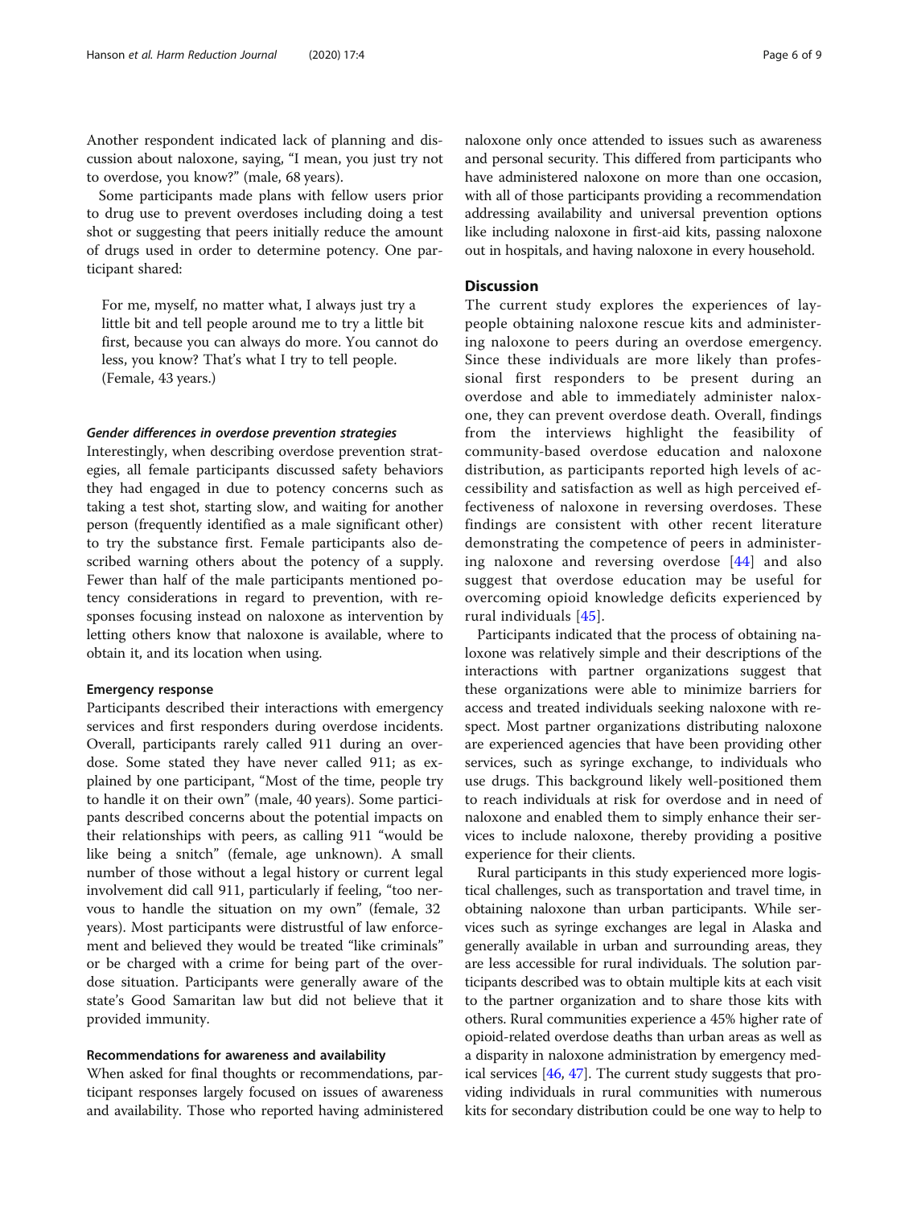Another respondent indicated lack of planning and discussion about naloxone, saying, "I mean, you just try not to overdose, you know?" (male, 68 years).

Some participants made plans with fellow users prior to drug use to prevent overdoses including doing a test shot or suggesting that peers initially reduce the amount of drugs used in order to determine potency. One participant shared:

> For me, myself, no matter what, I always just try a little bit and tell people around me to try a little bit first, because you can always do more. You cannot do less, you know? That's what I try to tell people. (Female, 43 years.)

#### *Gender differences in overdose prevention strategies*

Interestingly, when describing overdose prevention strategies, all female participants discussed safety behaviors they had engaged in due to potency concerns such as taking a test shot, starting slow, and waiting for another person (frequently identified as a male significant other) to try the substance first. Female participants also described warning others about the potency of a supply. Fewer than half of the male participants mentioned potency considerations in regard to prevention, with responses focusing instead on naloxone as intervention by letting others know that naloxone is available, where to obtain it, and its location when using.

### Emergency response

Participants described their interactions with emergency services and first responders during overdose incidents. Overall, participants rarely called 911 during an overdose. Some stated they have never called 911; as explained by one participant, "Most of the time, people try to handle it on their own" (male, 40 years). Some participants described concerns about the potential impacts on their relationships with peers, as calling 911 "would be like being a snitch" (female, age unknown). A small number of those without a legal history or current legal involvement did call 911, particularly if feeling, "too nervous to handle the situation on my own" (female, 32 years). Most participants were distrustful of law enforcement and believed they would be treated "like criminals" or be charged with a crime for being part of the overdose situation. Participants were generally aware of the state's Good Samaritan law but did not believe that it provided immunity.

### Recommendations for awareness and availability

When asked for final thoughts or recommendations, participant responses largely focused on issues of awareness and availability. Those who reported having administered naloxone only once attended to issues such as awareness and personal security. This differed from participants who have administered naloxone on more than one occasion, with all of those participants providing a recommendation addressing availability and universal prevention options like including naloxone in first-aid kits, passing naloxone out in hospitals, and having naloxone in every household.

## Discussion

The current study explores the experiences of laypeople obtaining naloxone rescue kits and administering naloxone to peers during an overdose emergency. Since these individuals are more likely than professional first responders to be present during an overdose and able to immediately administer naloxone, they can prevent overdose death. Overall, findings from the interviews highlight the feasibility of community-based overdose education and naloxone distribution, as participants reported high levels of accessibility and satisfaction as well as high perceived effectiveness of naloxone in reversing overdoses. These findings are consistent with other recent literature demonstrating the competence of peers in administering naloxone and reversing overdose [44] and also suggest that overdose education may be useful for overcoming opioid knowledge deficits experienced by rural individuals [45].

Participants indicated that the process of obtaining naloxone was relatively simple and their descriptions of the interactions with partner organizations suggest that these organizations were able to minimize barriers for access and treated individuals seeking naloxone with respect. Most partner organizations distributing naloxone are experienced agencies that have been providing other services, such as syringe exchange, to individuals who use drugs. This background likely well-positioned them to reach individuals at risk for overdose and in need of naloxone and enabled them to simply enhance their services to include naloxone, thereby providing a positive experience for their clients.

Rural participants in this study experienced more logistical challenges, such as transportation and travel time, in obtaining naloxone than urban participants. While services such as syringe exchanges are legal in Alaska and generally available in urban and surrounding areas, they are less accessible for rural individuals. The solution participants described was to obtain multiple kits at each visit to the partner organization and to share those kits with others. Rural communities experience a 45% higher rate of opioid-related overdose deaths than urban areas as well as a disparity in naloxone administration by emergency medical services [46, 47]. The current study suggests that providing individuals in rural communities with numerous kits for secondary distribution could be one way to help to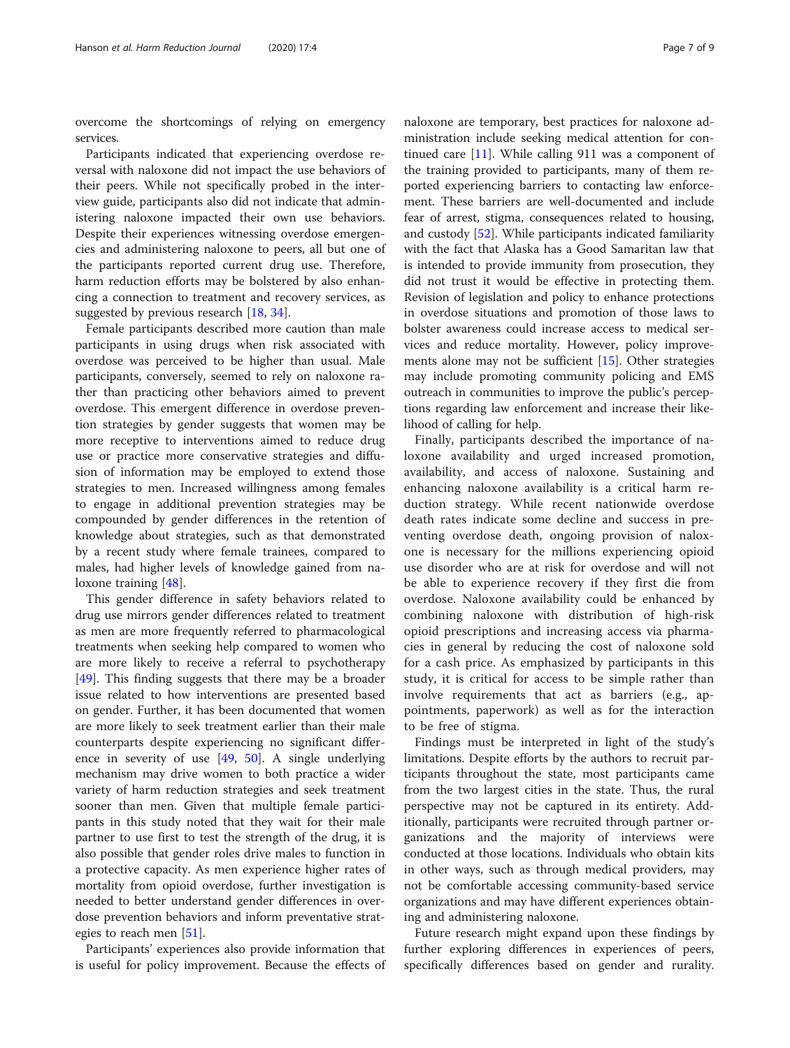overcome the shortcomings of relying on emergency services.

Participants indicated that experiencing overdose reversal with naloxone did not impact the use behaviors of their peers. While not specifically probed in the interview guide, participants also did not indicate that administering naloxone impacted their own use behaviors. Despite their experiences witnessing overdose emergencies and administering naloxone to peers, all but one of the participants reported current drug use. Therefore, harm reduction efforts may be bolstered by also enhancing a connection to treatment and recovery services, as suggested by previous research [18, 34].

Female participants described more caution than male participants in using drugs when risk associated with overdose was perceived to be higher than usual. Male participants, conversely, seemed to rely on naloxone rather than practicing other behaviors aimed to prevent overdose. This emergent difference in overdose prevention strategies by gender suggests that women may be more receptive to interventions aimed to reduce drug use or practice more conservative strategies and diffusion of information may be employed to extend those strategies to men. Increased willingness among females to engage in additional prevention strategies may be compounded by gender differences in the retention of knowledge about strategies, such as that demonstrated by a recent study where female trainees, compared to males, had higher levels of knowledge gained from naloxone training [48].

This gender difference in safety behaviors related to drug use mirrors gender differences related to treatment as men are more frequently referred to pharmacological treatments when seeking help compared to women who are more likely to receive a referral to psychotherapy [49]. This finding suggests that there may be a broader issue related to how interventions are presented based on gender. Further, it has been documented that women are more likely to seek treatment earlier than their male counterparts despite experiencing no significant difference in severity of use [49, 50]. A single underlying mechanism may drive women to both practice a wider variety of harm reduction strategies and seek treatment sooner than men. Given that multiple female participants in this study noted that they wait for their male partner to use first to test the strength of the drug, it is also possible that gender roles drive males to function in a protective capacity. As men experience higher rates of mortality from opioid overdose, further investigation is needed to better understand gender differences in overdose prevention behaviors and inform preventative strategies to reach men [51].

Participants' experiences also provide information that is useful for policy improvement. Because the effects of naloxone are temporary, best practices for naloxone administration include seeking medical attention for continued care [11]. While calling 911 was a component of the training provided to participants, many of them reported experiencing barriers to contacting law enforcement. These barriers are well-documented and include fear of arrest, stigma, consequences related to housing, and custody [52]. While participants indicated familiarity with the fact that Alaska has a Good Samaritan law that is intended to provide immunity from prosecution, they did not trust it would be effective in protecting them. Revision of legislation and policy to enhance protections in overdose situations and promotion of those laws to bolster awareness could increase access to medical services and reduce mortality. However, policy improvements alone may not be sufficient [15]. Other strategies may include promoting community policing and EMS outreach in communities to improve the public's perceptions regarding law enforcement and increase their likelihood of calling for help.

Finally, participants described the importance of naloxone availability and urged increased promotion, availability, and access of naloxone. Sustaining and enhancing naloxone availability is a critical harm reduction strategy. While recent nationwide overdose death rates indicate some decline and success in preventing overdose death, ongoing provision of naloxone is necessary for the millions experiencing opioid use disorder who are at risk for overdose and will not be able to experience recovery if they first die from overdose. Naloxone availability could be enhanced by combining naloxone with distribution of high-risk opioid prescriptions and increasing access via pharmacies in general by reducing the cost of naloxone sold for a cash price. As emphasized by participants in this study, it is critical for access to be simple rather than involve requirements that act as barriers (e.g., appointments, paperwork) as well as for the interaction to be free of stigma.

Findings must be interpreted in light of the study's limitations. Despite efforts by the authors to recruit participants throughout the state, most participants came from the two largest cities in the state. Thus, the rural perspective may not be captured in its entirety. Additionally, participants were recruited through partner organizations and the majority of interviews were conducted at those locations. Individuals who obtain kits in other ways, such as through medical providers, may not be comfortable accessing community-based service organizations and may have different experiences obtaining and administering naloxone.

Future research might expand upon these findings by further exploring differences in experiences of peers, specifically differences based on gender and rurality.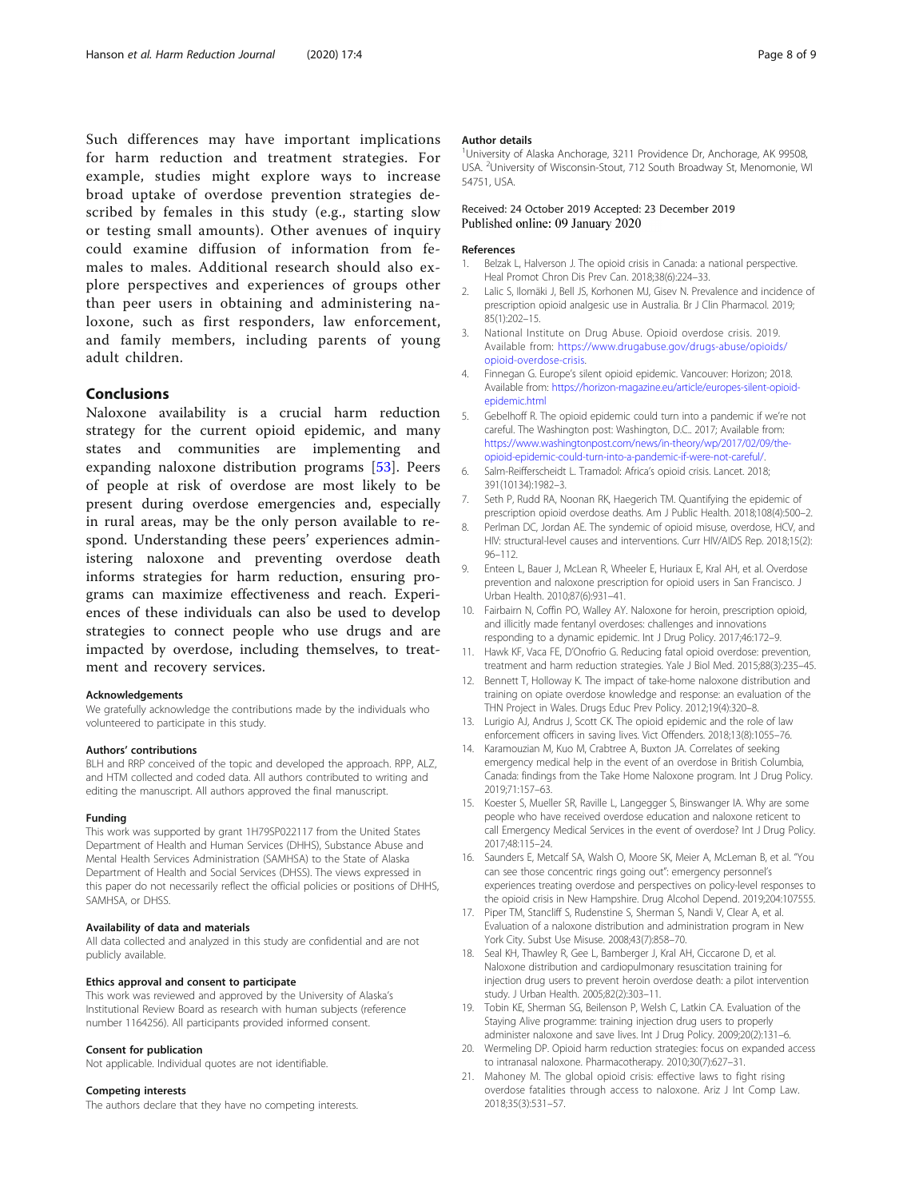Such differences may have important implications for harm reduction and treatment strategies. For example, studies might explore ways to increase broad uptake of overdose prevention strategies described by females in this study (e.g., starting slow or testing small amounts). Other avenues of inquiry could examine diffusion of information from females to males. Additional research should also explore perspectives and experiences of groups other than peer users in obtaining and administering naloxone, such as first responders, law enforcement, and family members, including parents of young adult children.

## Conclusions

Naloxone availability is a crucial harm reduction strategy for the current opioid epidemic, and many states and communities are implementing and expanding naloxone distribution programs [53]. Peers of people at risk of overdose are most likely to be present during overdose emergencies and, especially in rural areas, may be the only person available to respond. Understanding these peers' experiences administering naloxone and preventing overdose death informs strategies for harm reduction, ensuring programs can maximize effectiveness and reach. Experiences of these individuals can also be used to develop strategies to connect people who use drugs and are impacted by overdose, including themselves, to treatment and recovery services.

#### Acknowledgements

We gratefully acknowledge the contributions made by the individuals who volunteered to participate in this study.

#### Authors' contributions

BLH and RRP conceived of the topic and developed the approach. RPP, ALZ, and HTM collected and coded data. All authors contributed to writing and editing the manuscript. All authors approved the final manuscript.

#### Funding

This work was supported by grant 1H79SP022117 from the United States Department of Health and Human Services (DHHS), Substance Abuse and Mental Health Services Administration (SAMHSA) to the State of Alaska Department of Health and Social Services (DHSS). The views expressed in this paper do not necessarily reflect the official policies or positions of DHHS, SAMHSA, or DHSS.

#### Availability of data and materials

All data collected and analyzed in this study are confidential and are not publicly available.

#### Ethics approval and consent to participate

This work was reviewed and approved by the University of Alaska's Institutional Review Board as research with human subjects (reference number 1164256). All participants provided informed consent.

#### Consent for publication

Not applicable. Individual quotes are not identifiable.

#### Competing interests

The authors declare that they have no competing interests.

#### Author details

[1]University of Alaska Anchorage, 3211 Providence Dr, Anchorage, AK 99508, USA. [2]University of Wisconsin-Stout, 712 South Broadway St, Menomonie, WI 54751, USA.

Received: 24 October 2019 Accepted: 23 December 2019
Published online: 09 January 2020

#### References

1. Belzak L, Halverson J. The opioid crisis in Canada: a national perspective. Heal Promot Chron Dis Prev Can. 2018;38(6):224–33.
2. Lalic S, Ilomäki J, Bell JS, Korhonen MJ, Gisev N. Prevalence and incidence of prescription opioid analgesic use in Australia. Br J Clin Pharmacol. 2019; 85(1):202–15.
3. National Institute on Drug Abuse. Opioid overdose crisis. 2019. Available from: https://www.drugabuse.gov/drugs-abuse/opioids/opioid-overdose-crisis.
4. Finnegan G. Europe's silent opioid epidemic. Vancouver: Horizon; 2018. Available from: https://horizon-magazine.eu/article/europes-silent-opioid-epidemic.html
5. Gebelhoff R. The opioid epidemic could turn into a pandemic if we're not careful. The Washington post: Washington, D.C.. 2017; Available from: https://www.washingtonpost.com/news/in-theory/wp/2017/02/09/the-opioid-epidemic-could-turn-into-a-pandemic-if-were-not-careful/.
6. Salm-Reifferscheidt L. Tramadol: Africa's opioid crisis. Lancet. 2018; 391(10134):1982–3.
7. Seth P, Rudd RA, Noonan RK, Haegerich TM. Quantifying the epidemic of prescription opioid overdose deaths. Am J Public Health. 2018;108(4):500–2.
8. Perlman DC, Jordan AE. The syndemic of opioid misuse, overdose, HCV, and HIV: structural-level causes and interventions. Curr HIV/AIDS Rep. 2018;15(2): 96–112.
9. Enteen L, Bauer J, McLean R, Wheeler E, Huriaux E, Kral AH, et al. Overdose prevention and naloxone prescription for opioid users in San Francisco. J Urban Health. 2010;87(6):931–41.
10. Fairbairn N, Coffin PO, Walley AY. Naloxone for heroin, prescription opioid, and illicitly made fentanyl overdoses: challenges and innovations responding to a dynamic epidemic. Int J Drug Policy. 2017;46:172–9.
11. Hawk KF, Vaca FE, D'Onofrio G. Reducing fatal opioid overdose: prevention, treatment and harm reduction strategies. Yale J Biol Med. 2015;88(3):235–45.
12. Bennett T, Holloway K. The impact of take-home naloxone distribution and training on opiate overdose knowledge and response: an evaluation of the THN Project in Wales. Drugs Educ Prev Policy. 2012;19(4):320–8.
13. Lurigio AJ, Andrus J, Scott CK. The opioid epidemic and the role of law enforcement officers in saving lives. Vict Offenders. 2018;13(8):1055–76.
14. Karamouzian M, Kuo M, Crabtree A, Buxton JA. Correlates of seeking emergency medical help in the event of an overdose in British Columbia, Canada: findings from the Take Home Naloxone program. Int J Drug Policy. 2019;71:157–63.
15. Koester S, Mueller SR, Raville L, Langegger S, Binswanger IA. Why are some people who have received overdose education and naloxone reticent to call Emergency Medical Services in the event of overdose? Int J Drug Policy. 2017;48:115–24.
16. Saunders E, Metcalf SA, Walsh O, Moore SK, Meier A, McLeman B, et al. "You can see those concentric rings going out": emergency personnel's experiences treating overdose and perspectives on policy-level responses to the opioid crisis in New Hampshire. Drug Alcohol Depend. 2019;204:107555.
17. Piper TM, Stancliff S, Rudenstine S, Sherman S, Nandi V, Clear A, et al. Evaluation of a naloxone distribution and administration program in New York City. Subst Use Misuse. 2008;43(7):858–70.
18. Seal KH, Thawley R, Gee L, Bamberger J, Kral AH, Ciccarone D, et al. Naloxone distribution and cardiopulmonary resuscitation training for injection drug users to prevent heroin overdose death: a pilot intervention study. J Urban Health. 2005;82(2):303–11.
19. Tobin KE, Sherman SG, Beilenson P, Welsh C, Latkin CA. Evaluation of the Staying Alive programme: training injection drug users to properly administer naloxone and save lives. Int J Drug Policy. 2009;20(2):131–6.
20. Wermeling DP. Opioid harm reduction strategies: focus on expanded access to intranasal naloxone. Pharmacotherapy. 2010;30(7):627–31.
21. Mahoney M. The global opioid crisis: effective laws to fight rising overdose fatalities through access to naloxone. Ariz J Int Comp Law. 2018;35(3):531–57.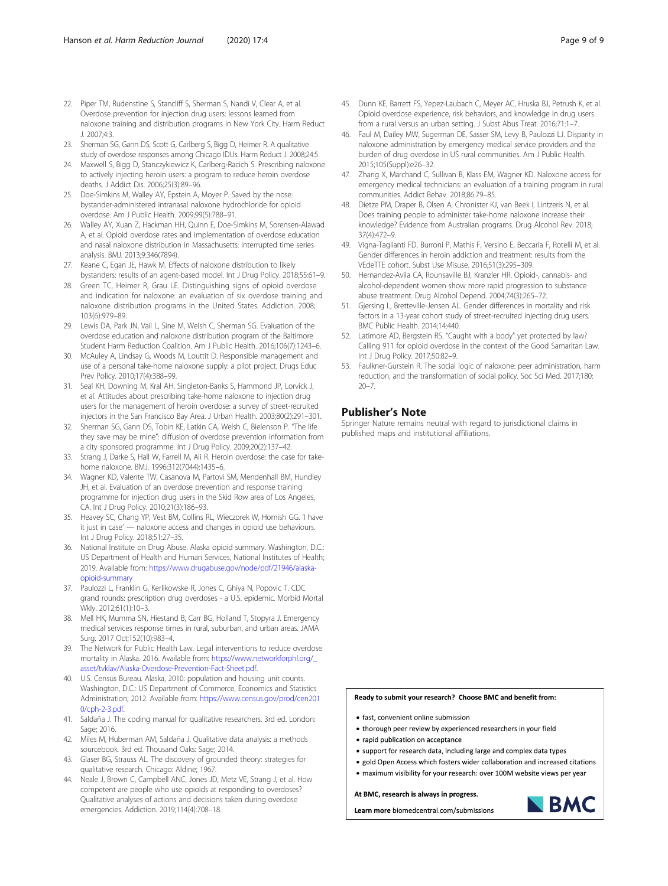22. Piper TM, Rudenstine S, Stancliff S, Sherman S, Nandi V, Clear A, et al. Overdose prevention for injection drug users: lessons learned from naloxone training and distribution programs in New York City. Harm Reduct J. 2007;4:3.
23. Sherman SG, Gann DS, Scott G, Carlberg S, Bigg D, Heimer R. A qualitative study of overdose responses among Chicago IDUs. Harm Reduct J. 2008;24:5.
24. Maxwell S, Bigg D, Stanczykiewicz K, Carlberg-Racich S. Prescribing naloxone to actively injecting heroin users: a program to reduce heroin overdose deaths. J Addict Dis. 2006;25(3):89–96.
25. Doe-Simkins M, Walley AY, Epstein A, Moyer P. Saved by the nose: bystander-administered intranasal naloxone hydrochloride for opioid overdose. Am J Public Health. 2009;99(5):788–91.
26. Walley AY, Xuan Z, Hackman HH, Quinn E, Doe-Simkins M, Sorensen-Alawad A, et al. Opioid overdose rates and implementation of overdose education and nasal naloxone distribution in Massachusetts: interrupted time series analysis. BMJ. 2013;9:346(7894).
27. Keane C, Egan JE, Hawk M. Effects of naloxone distribution to likely bystanders: results of an agent-based model. Int J Drug Policy. 2018;55:61–9.
28. Green TC, Heimer R, Grau LE. Distinguishing signs of opioid overdose and indication for naloxone: an evaluation of six overdose training and naloxone distribution programs in the United States. Addiction. 2008; 103(6):979–89.
29. Lewis DA, Park JN, Vail L, Sine M, Welsh C, Sherman SG. Evaluation of the overdose education and naloxone distribution program of the Baltimore Student Harm Reduction Coalition. Am J Public Health. 2016;106(7):1243–6.
30. McAuley A, Lindsay G, Woods M, Louttit D. Responsible management and use of a personal take-home naloxone supply: a pilot project. Drugs Educ Prev Policy. 2010;17(4):388–99.
31. Seal KH, Downing M, Kral AH, Singleton-Banks S, Hammond JP, Lorvick J, et al. Attitudes about prescribing take-home naloxone to injection drug users for the management of heroin overdose: a survey of street-recruited injectors in the San Francisco Bay Area. J Urban Health. 2003;80(2):291–301.
32. Sherman SG, Gann DS, Tobin KE, Latkin CA, Welsh C, Bielenson P. "The life they save may be mine": diffusion of overdose prevention information from a city sponsored programme. Int J Drug Policy. 2009;20(2):137–42.
33. Strang J, Darke S, Hall W, Farrell M, Ali R. Heroin overdose: the case for take-home naloxone. BMJ. 1996;312(7044):1435–6.
34. Wagner KD, Valente TW, Casanova M, Partovi SM, Mendenhall BM, Hundley JH, et al. Evaluation of an overdose prevention and response training programme for injection drug users in the Skid Row area of Los Angeles, CA. Int J Drug Policy. 2010;21(3):186–93.
35. Heavey SC, Chang YP, Vest BM, Collins RL, Wieczorek W, Homish GG. 'I have it just in case' — naloxone access and changes in opioid use behaviours. Int J Drug Policy. 2018;51:27–35.
36. National Institute on Drug Abuse. Alaska opioid summary. Washington, D.C.: US Department of Health and Human Services, National Institutes of Health; 2019. Available from: https://www.drugabuse.gov/node/pdf/21946/alaska-opioid-summary
37. Paulozzi L, Franklin G, Kerlikowske R, Jones C, Ghiya N, Popovic T. CDC grand rounds: prescription drug overdoses - a U.S. epidemic. Morbid Mortal Wkly. 2012;61(1):10–3.
38. Mell HK, Mumma SN, Hiestand B, Carr BG, Holland T, Stopyra J. Emergency medical services response times in rural, suburban, and urban areas. JAMA Surg. 2017 Oct;152(10):983–4.
39. The Network for Public Health Law. Legal interventions to reduce overdose mortality in Alaska. 2016. Available from: https://www.networkforphl.org/_asset/tvklav/Alaska-Overdose-Prevention-Fact-Sheet.pdf.
40. U.S. Census Bureau. Alaska, 2010: population and housing unit counts. Washington, D.C.: US Department of Commerce, Economics and Statistics Administration; 2012. Available from: https://www.census.gov/prod/cen2010/cph-2-3.pdf.
41. Saldaña J. The coding manual for qualitative researchers. 3rd ed. London: Sage; 2016.
42. Miles M, Huberman AM, Saldaña J. Qualitative data analysis: a methods sourcebook. 3rd ed. Thousand Oaks: Sage; 2014.
43. Glaser BG, Strauss AL. The discovery of grounded theory: strategies for qualitative research. Chicago: Aldine; 1967.
44. Neale J, Brown C, Campbell ANC, Jones JD, Metz VE, Strang J, et al. How competent are people who use opioids at responding to overdoses? Qualitative analyses of actions and decisions taken during overdose emergencies. Addiction. 2019;114(4):708–18.
45. Dunn KE, Barrett FS, Yepez-Laubach C, Meyer AC, Hruska BJ, Petrush K, et al. Opioid overdose experience, risk behaviors, and knowledge in drug users from a rural versus an urban setting. J Subst Abus Treat. 2016;71:1–7.
46. Faul M, Dailey MW, Sugerman DE, Sasser SM, Levy B, Paulozzi LJ. Disparity in naloxone administration by emergency medical service providers and the burden of drug overdose in US rural communities. Am J Public Health. 2015;105(Suppl):e26–32.
47. Zhang X, Marchand C, Sullivan B, Klass EM, Wagner KD. Naloxone access for emergency medical technicians: an evaluation of a training program in rural communities. Addict Behav. 2018;86:79–85.
48. Dietze PM, Draper B, Olsen A, Chronister KJ, van Beek I, Lintzeris N, et al. Does training people to administer take-home naloxone increase their knowledge? Evidence from Australian programs. Drug Alcohol Rev. 2018; 37(4):472–9.
49. Vigna-Taglianti FD, Burroni P, Mathis F, Versino E, Beccaria F, Rotelli M, et al. Gender differences in heroin addiction and treatment: results from the VEdeTTE cohort. Subst Use Misuse. 2016;51(3):295–309.
50. Hernandez-Avila CA, Rounsaville BJ, Kranzler HR. Opioid-, cannabis- and alcohol-dependent women show more rapid progression to substance abuse treatment. Drug Alcohol Depend. 2004;74(3):265–72.
51. Gjersing L, Bretteville-Jensen AL. Gender differences in mortality and risk factors in a 13-year cohort study of street-recruited injecting drug users. BMC Public Health. 2014;14:440.
52. Latimore AD, Bergstein RS. "Caught with a body" yet protected by law? Calling 911 for opioid overdose in the context of the Good Samaritan Law. Int J Drug Policy. 2017;50:82–9.
53. Faulkner-Gurstein R. The social logic of naloxone: peer administration, harm reduction, and the transformation of social policy. Soc Sci Med. 2017;180: 20–7.

## Publisher's Note

Springer Nature remains neutral with regard to jurisdictional claims in published maps and institutional affiliations.

**Ready to submit your research? Choose BMC and benefit from:**

- fast, convenient online submission
- thorough peer review by experienced researchers in your field
- rapid publication on acceptance
- support for research data, including large and complex data types
- gold Open Access which fosters wider collaboration and increased citations
- maximum visibility for your research: over 100M website views per year

**At BMC, research is always in progress.**

**Learn more** biomedcentral.com/submissions